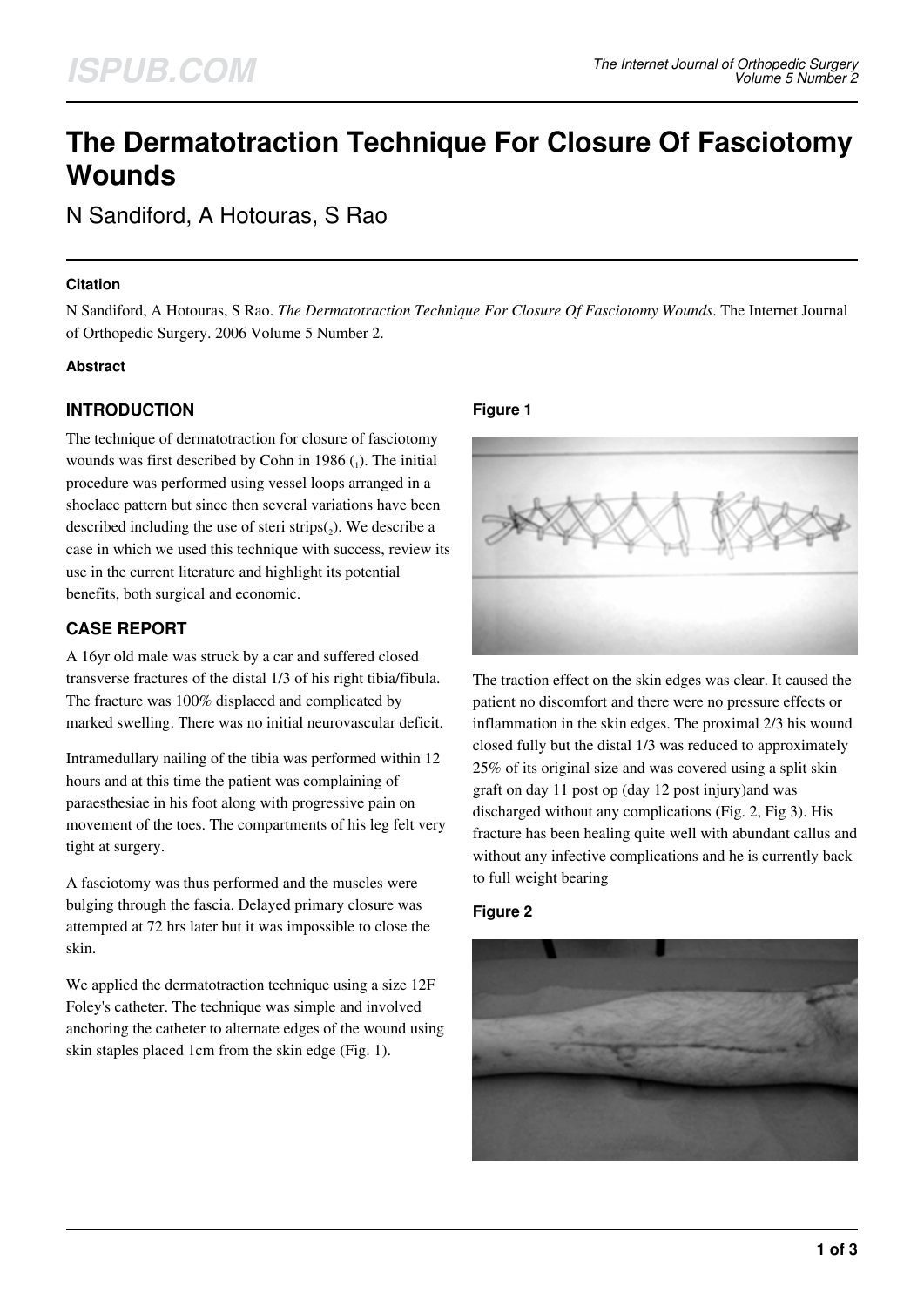# The Dermatotraction Technique For Closure Of Fasciotomy Wounds

N Sandiford, A Hotouras, S Rao

#### Citation

N Sandiford, A Hotouras, S Rao. *The Dermatotraction Technique For Closure Of Fasciotomy Wounds*. The Internet Journal of Orthopedic Surgery. 2006 Volume 5 Number 2.

#### Abstract

## INTRODUCTION

The technique of dermatotraction for closure of fasciotomy wounds was first described by Cohn in 1986 (1). The initial procedure was performed using vessel loops arranged in a shoelace pattern but since then several variations have been described including the use of steri strips(2). We describe a case in which we used this technique with success, review its use in the current literature and highlight its potential benefits, both surgical and economic.

## CASE REPORT

A 16yr old male was struck by a car and suffered closed transverse fractures of the distal 1/3 of his right tibia/fibula. The fracture was 100% displaced and complicated by marked swelling. There was no initial neurovascular deficit.

Intramedullary nailing of the tibia was performed within 12 hours and at this time the patient was complaining of paraesthesiae in his foot along with progressive pain on movement of the toes. The compartments of his leg felt very tight at surgery.

A fasciotomy was thus performed and the muscles were bulging through the fascia. Delayed primary closure was attempted at 72 hrs later but it was impossible to close the skin.

We applied the dermatotraction technique using a size 12F Foley's catheter. The technique was simple and involved anchoring the catheter to alternate edges of the wound using skin staples placed 1cm from the skin edge (Fig. 1).

#### Figure 1

The traction effect on the skin edges was clear. It caused the patient no discomfort and there were no pressure effects or inflammation in the skin edges. The proximal 2/3 his wound closed fully but the distal 1/3 was reduced to approximately 25% of its original size and was covered using a split skin graft on day 11 post op (day 12 post injury)and was discharged without any complications (Fig. 2, Fig 3). His fracture has been healing quite well with abundant callus and without any infective complications and he is currently back to full weight bearing

#### Figure 2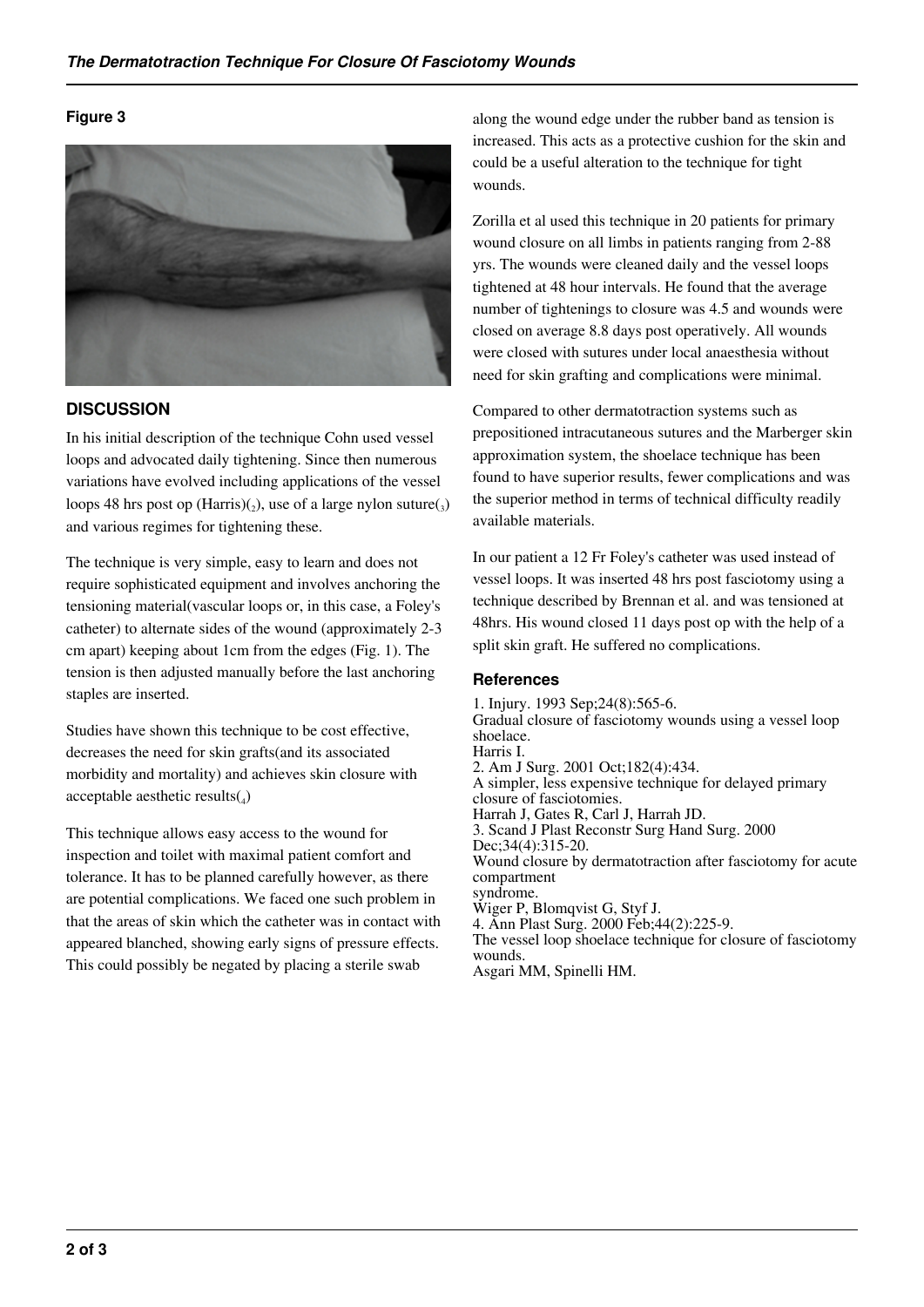**Figure 3**

## DISCUSSION

In his initial description of the technique Cohn used vessel loops and advocated daily tightening. Since then numerous variations have evolved including applications of the vessel loops 48 hrs post op (Harris)([2]), use of a large nylon suture([3]) and various regimes for tightening these.

The technique is very simple, easy to learn and does not require sophisticated equipment and involves anchoring the tensioning material(vascular loops or, in this case, a Foley's catheter) to alternate sides of the wound (approximately 2-3 cm apart) keeping about 1cm from the edges (Fig. 1). The tension is then adjusted manually before the last anchoring staples are inserted.

Studies have shown this technique to be cost effective, decreases the need for skin grafts(and its associated morbidity and mortality) and achieves skin closure with acceptable aesthetic results([4])

This technique allows easy access to the wound for inspection and toilet with maximal patient comfort and tolerance. It has to be planned carefully however, as there are potential complications. We faced one such problem in that the areas of skin which the catheter was in contact with appeared blanched, showing early signs of pressure effects. This could possibly be negated by placing a sterile swab along the wound edge under the rubber band as tension is increased. This acts as a protective cushion for the skin and could be a useful alteration to the technique for tight wounds.

Zorilla et al used this technique in 20 patients for primary wound closure on all limbs in patients ranging from 2-88 yrs. The wounds were cleaned daily and the vessel loops tightened at 48 hour intervals. He found that the average number of tightenings to closure was 4.5 and wounds were closed on average 8.8 days post operatively. All wounds were closed with sutures under local anaesthesia without need for skin grafting and complications were minimal.

Compared to other dermatotraction systems such as prepositioned intracutaneous sutures and the Marberger skin approximation system, the shoelace technique has been found to have superior results, fewer complications and was the superior method in terms of technical difficulty readily available materials.

In our patient a 12 Fr Foley's catheter was used instead of vessel loops. It was inserted 48 hrs post fasciotomy using a technique described by Brennan et al. and was tensioned at 48hrs. His wound closed 11 days post op with the help of a split skin graft. He suffered no complications.

### References

1. Injury. 1993 Sep;24(8):565-6.
Gradual closure of fasciotomy wounds using a vessel loop shoelace.
Harris I.
2. Am J Surg. 2001 Oct;182(4):434.
A simpler, less expensive technique for delayed primary closure of fasciotomies.
Harrah J, Gates R, Carl J, Harrah JD.
3. Scand J Plast Reconstr Surg Hand Surg. 2000 Dec;34(4):315-20.
Wound closure by dermatotraction after fasciotomy for acute compartment
syndrome.
Wiger P, Blomqvist G, Styf J.
4. Ann Plast Surg. 2000 Feb;44(2):225-9.
The vessel loop shoelace technique for closure of fasciotomy wounds.
Asgari MM, Spinelli HM.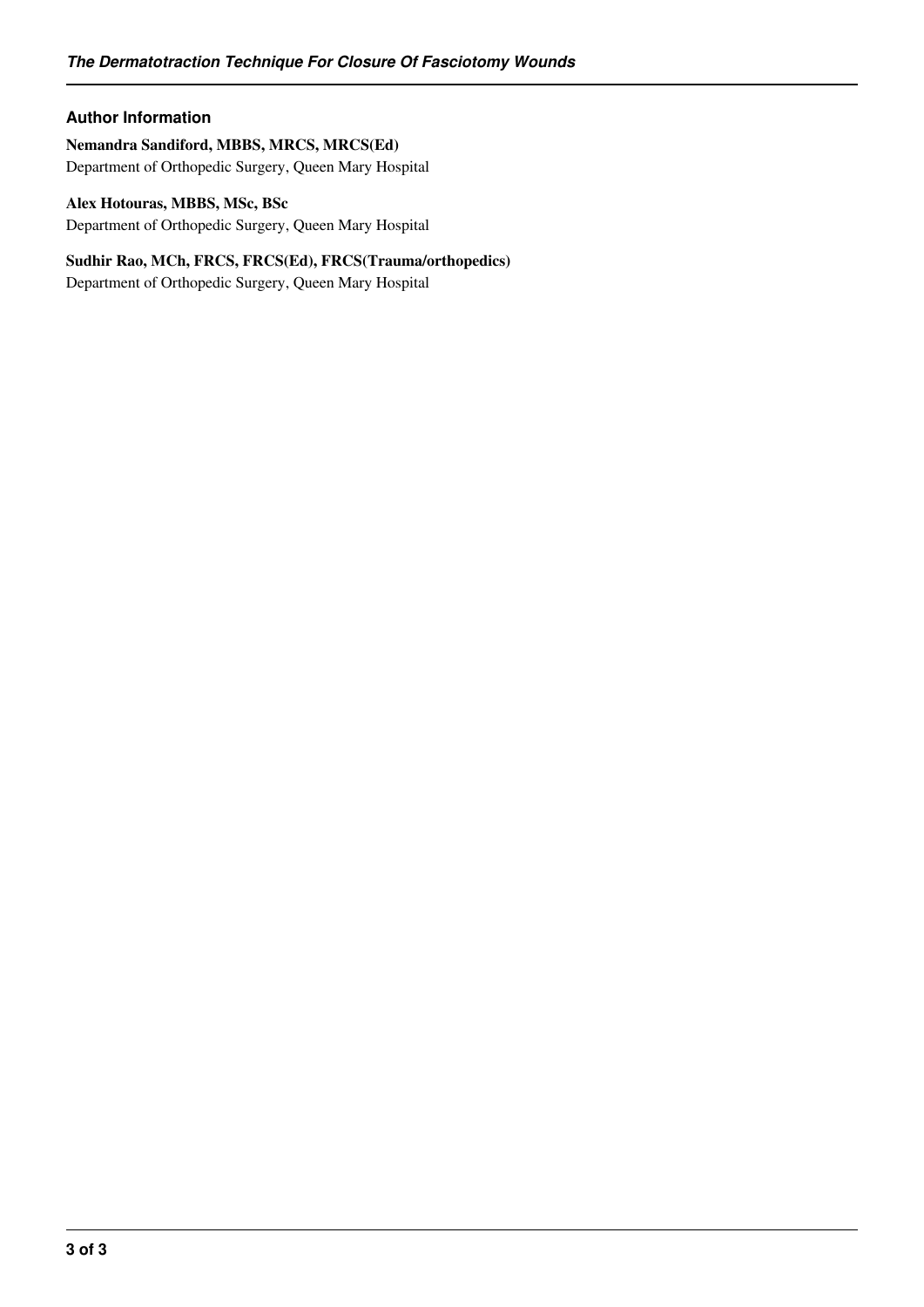## Author Information

**Nemandra Sandiford, MBBS, MRCS, MRCS(Ed)**
Department of Orthopedic Surgery, Queen Mary Hospital

**Alex Hotouras, MBBS, MSc, BSc**
Department of Orthopedic Surgery, Queen Mary Hospital

**Sudhir Rao, MCh, FRCS, FRCS(Ed), FRCS(Trauma/orthopedics)**
Department of Orthopedic Surgery, Queen Mary Hospital